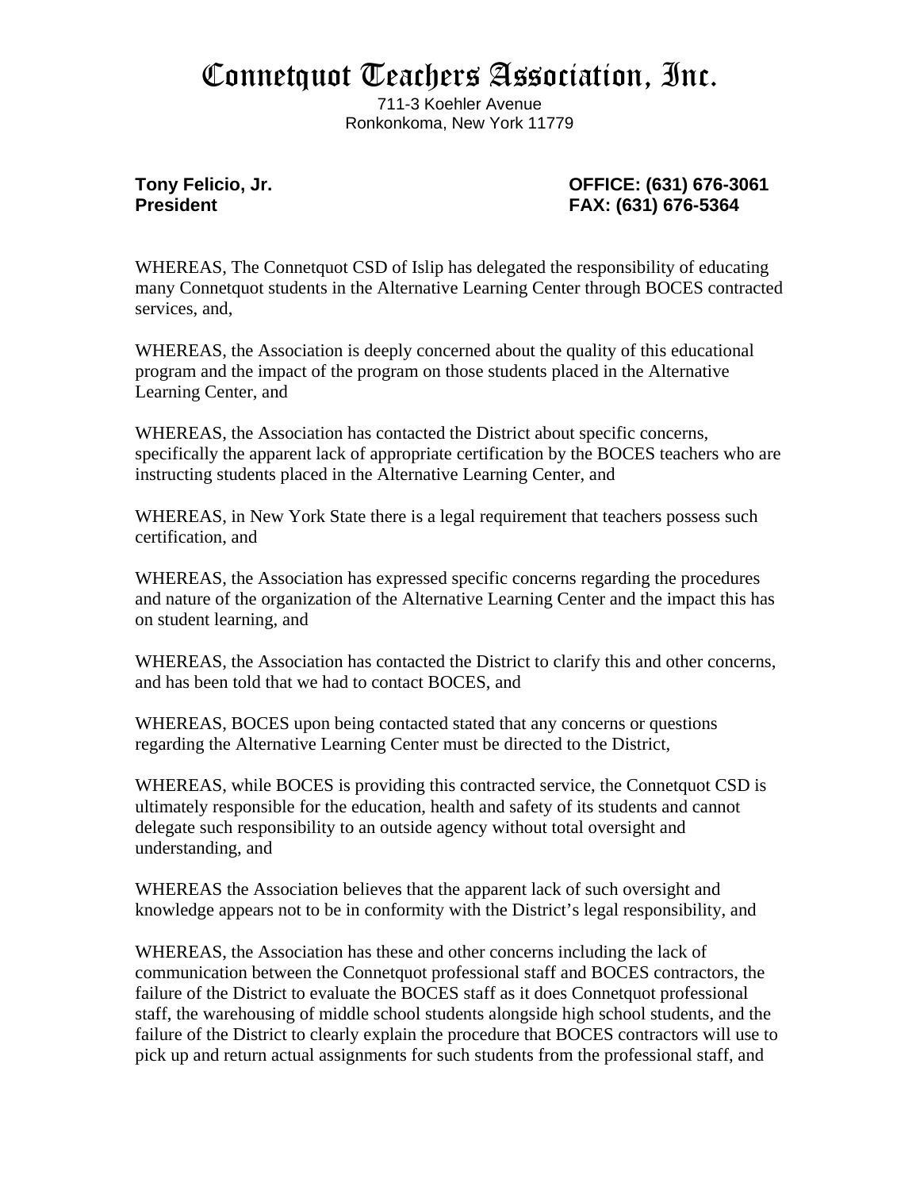# Connetquot Teachers Association, Inc.

711-3 Koehler Avenue
Ronkonkoma, New York 11779

**Tony Felicio, Jr.**
**President**

**OFFICE: (631) 676-3061**
**FAX: (631) 676-5364**

WHEREAS, The Connetquot CSD of Islip has delegated the responsibility of educating many Connetquot students in the Alternative Learning Center through BOCES contracted services, and,

WHEREAS, the Association is deeply concerned about the quality of this educational program and the impact of the program on those students placed in the Alternative Learning Center, and

WHEREAS, the Association has contacted the District about specific concerns, specifically the apparent lack of appropriate certification by the BOCES teachers who are instructing students placed in the Alternative Learning Center, and

WHEREAS, in New York State there is a legal requirement that teachers possess such certification, and

WHEREAS, the Association has expressed specific concerns regarding the procedures and nature of the organization of the Alternative Learning Center and the impact this has on student learning, and

WHEREAS, the Association has contacted the District to clarify this and other concerns, and has been told that we had to contact BOCES, and

WHEREAS, BOCES upon being contacted stated that any concerns or questions regarding the Alternative Learning Center must be directed to the District,

WHEREAS, while BOCES is providing this contracted service, the Connetquot CSD is ultimately responsible for the education, health and safety of its students and cannot delegate such responsibility to an outside agency without total oversight and understanding, and

WHEREAS the Association believes that the apparent lack of such oversight and knowledge appears not to be in conformity with the District's legal responsibility, and

WHEREAS, the Association has these and other concerns including the lack of communication between the Connetquot professional staff and BOCES contractors, the failure of the District to evaluate the BOCES staff as it does Connetquot professional staff, the warehousing of middle school students alongside high school students, and the failure of the District to clearly explain the procedure that BOCES contractors will use to pick up and return actual assignments for such students from the professional staff, and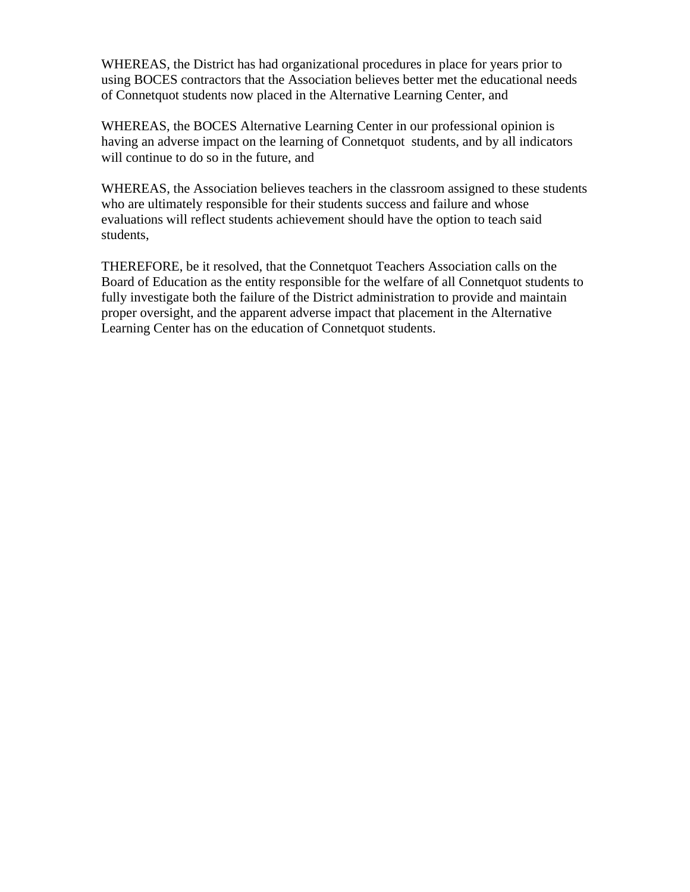WHEREAS, the District has had organizational procedures in place for years prior to using BOCES contractors that the Association believes better met the educational needs of Connetquot students now placed in the Alternative Learning Center, and

WHEREAS, the BOCES Alternative Learning Center in our professional opinion is having an adverse impact on the learning of Connetquot students, and by all indicators will continue to do so in the future, and

WHEREAS, the Association believes teachers in the classroom assigned to these students who are ultimately responsible for their students success and failure and whose evaluations will reflect students achievement should have the option to teach said students,

THEREFORE, be it resolved, that the Connetquot Teachers Association calls on the Board of Education as the entity responsible for the welfare of all Connetquot students to fully investigate both the failure of the District administration to provide and maintain proper oversight, and the apparent adverse impact that placement in the Alternative Learning Center has on the education of Connetquot students.